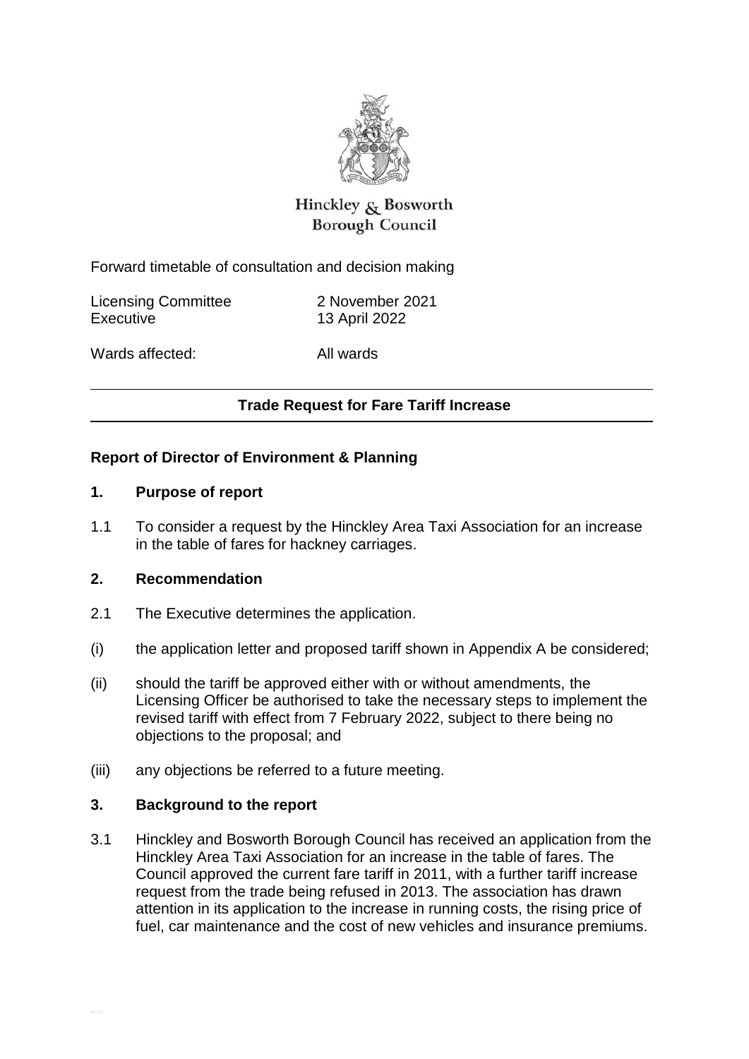Hinckley & Bosworth Borough Council

Forward timetable of consultation and decision making

| | |
|---|---|
| Licensing Committee | 2 November 2021 |
| Executive | 13 April 2022 |

Wards affected: All wards

## Trade Request for Fare Tariff Increase

### Report of Director of Environment & Planning

### 1. Purpose of report

1.1 To consider a request by the Hinckley Area Taxi Association for an increase in the table of fares for hackney carriages.

### 2. Recommendation

2.1 The Executive determines the application.

(i) the application letter and proposed tariff shown in Appendix A be considered;

(ii) should the tariff be approved either with or without amendments, the Licensing Officer be authorised to take the necessary steps to implement the revised tariff with effect from 7 February 2022, subject to there being no objections to the proposal; and

(iii) any objections be referred to a future meeting.

### 3. Background to the report

3.1 Hinckley and Bosworth Borough Council has received an application from the Hinckley Area Taxi Association for an increase in the table of fares. The Council approved the current fare tariff in 2011, with a further tariff increase request from the trade being refused in 2013. The association has drawn attention in its application to the increase in running costs, the rising price of fuel, car maintenance and the cost of new vehicles and insurance premiums.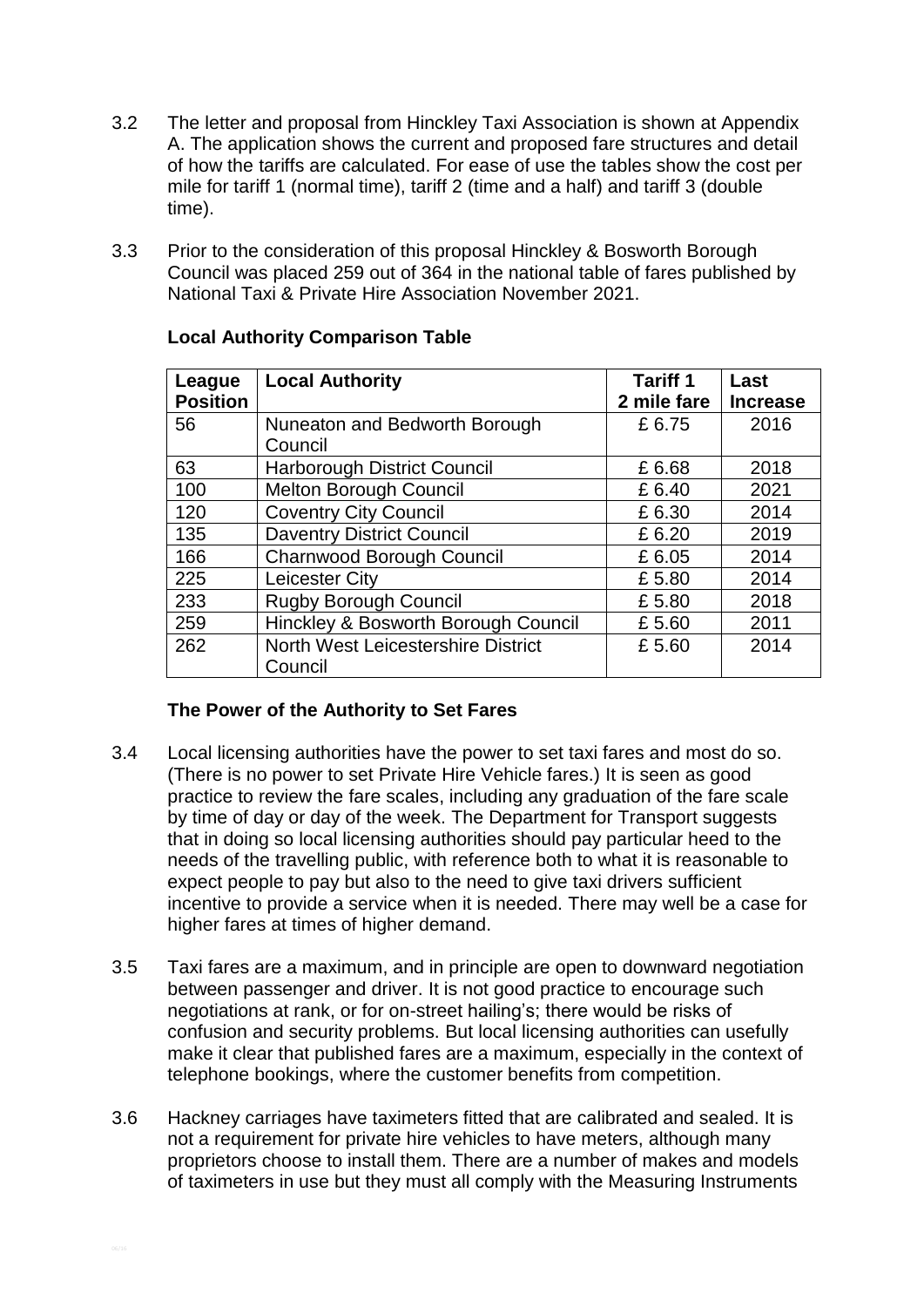3.2 The letter and proposal from Hinckley Taxi Association is shown at Appendix A. The application shows the current and proposed fare structures and detail of how the tariffs are calculated. For ease of use the tables show the cost per mile for tariff 1 (normal time), tariff 2 (time and a half) and tariff 3 (double time).

3.3 Prior to the consideration of this proposal Hinckley & Bosworth Borough Council was placed 259 out of 364 in the national table of fares published by National Taxi & Private Hire Association November 2021.

**Local Authority Comparison Table**

| League Position | Local Authority | Tariff 1 2 mile fare | Last Increase |
|---|---|---|---|
| 56 | Nuneaton and Bedworth Borough Council | £ 6.75 | 2016 |
| 63 | Harborough District Council | £ 6.68 | 2018 |
| 100 | Melton Borough Council | £ 6.40 | 2021 |
| 120 | Coventry City Council | £ 6.30 | 2014 |
| 135 | Daventry District Council | £ 6.20 | 2019 |
| 166 | Charnwood Borough Council | £ 6.05 | 2014 |
| 225 | Leicester City | £ 5.80 | 2014 |
| 233 | Rugby Borough Council | £ 5.80 | 2018 |
| 259 | Hinckley & Bosworth Borough Council | £ 5.60 | 2011 |
| 262 | North West Leicestershire District Council | £ 5.60 | 2014 |

**The Power of the Authority to Set Fares**

3.4 Local licensing authorities have the power to set taxi fares and most do so. (There is no power to set Private Hire Vehicle fares.) It is seen as good practice to review the fare scales, including any graduation of the fare scale by time of day or day of the week. The Department for Transport suggests that in doing so local licensing authorities should pay particular heed to the needs of the travelling public, with reference both to what it is reasonable to expect people to pay but also to the need to give taxi drivers sufficient incentive to provide a service when it is needed. There may well be a case for higher fares at times of higher demand.

3.5 Taxi fares are a maximum, and in principle are open to downward negotiation between passenger and driver. It is not good practice to encourage such negotiations at rank, or for on-street hailing's; there would be risks of confusion and security problems. But local licensing authorities can usefully make it clear that published fares are a maximum, especially in the context of telephone bookings, where the customer benefits from competition.

3.6 Hackney carriages have taximeters fitted that are calibrated and sealed. It is not a requirement for private hire vehicles to have meters, although many proprietors choose to install them. There are a number of makes and models of taximeters in use but they must all comply with the Measuring Instruments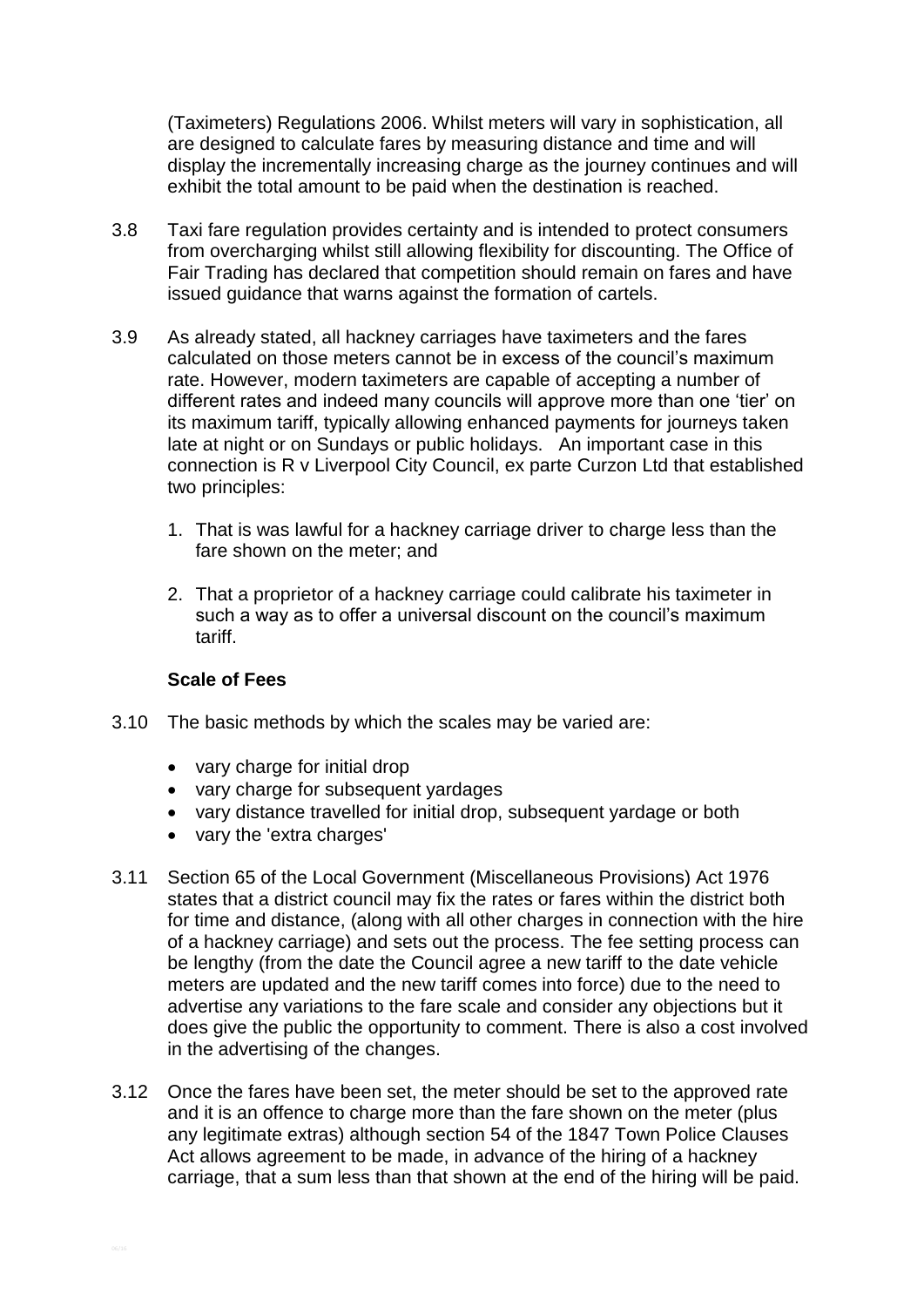(Taximeters) Regulations 2006. Whilst meters will vary in sophistication, all are designed to calculate fares by measuring distance and time and will display the incrementally increasing charge as the journey continues and will exhibit the total amount to be paid when the destination is reached.

3.8 Taxi fare regulation provides certainty and is intended to protect consumers from overcharging whilst still allowing flexibility for discounting. The Office of Fair Trading has declared that competition should remain on fares and have issued guidance that warns against the formation of cartels.

3.9 As already stated, all hackney carriages have taximeters and the fares calculated on those meters cannot be in excess of the council's maximum rate. However, modern taximeters are capable of accepting a number of different rates and indeed many councils will approve more than one 'tier' on its maximum tariff, typically allowing enhanced payments for journeys taken late at night or on Sundays or public holidays. An important case in this connection is R v Liverpool City Council, ex parte Curzon Ltd that established two principles:

1. That is was lawful for a hackney carriage driver to charge less than the fare shown on the meter; and

2. That a proprietor of a hackney carriage could calibrate his taximeter in such a way as to offer a universal discount on the council's maximum tariff.

**Scale of Fees**

3.10 The basic methods by which the scales may be varied are:

- vary charge for initial drop
- vary charge for subsequent yardages
- vary distance travelled for initial drop, subsequent yardage or both
- vary the 'extra charges'

3.11 Section 65 of the Local Government (Miscellaneous Provisions) Act 1976 states that a district council may fix the rates or fares within the district both for time and distance, (along with all other charges in connection with the hire of a hackney carriage) and sets out the process. The fee setting process can be lengthy (from the date the Council agree a new tariff to the date vehicle meters are updated and the new tariff comes into force) due to the need to advertise any variations to the fare scale and consider any objections but it does give the public the opportunity to comment. There is also a cost involved in the advertising of the changes.

3.12 Once the fares have been set, the meter should be set to the approved rate and it is an offence to charge more than the fare shown on the meter (plus any legitimate extras) although section 54 of the 1847 Town Police Clauses Act allows agreement to be made, in advance of the hiring of a hackney carriage, that a sum less than that shown at the end of the hiring will be paid.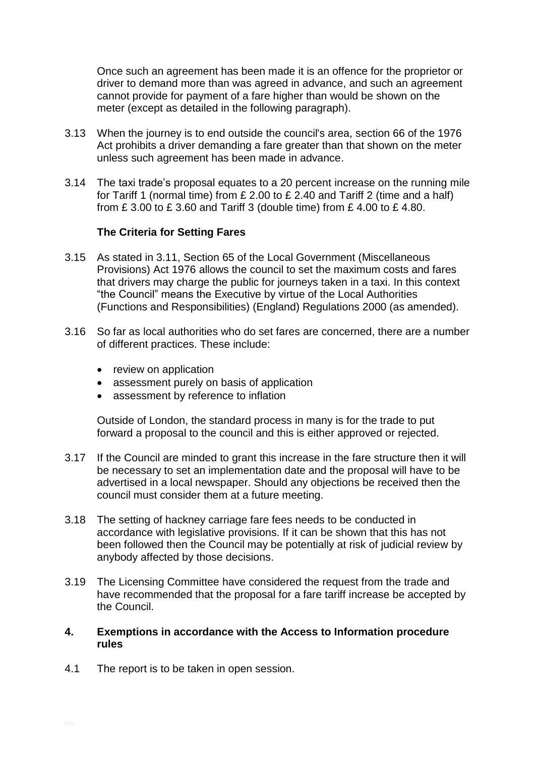Once such an agreement has been made it is an offence for the proprietor or driver to demand more than was agreed in advance, and such an agreement cannot provide for payment of a fare higher than would be shown on the meter (except as detailed in the following paragraph).

3.13 When the journey is to end outside the council's area, section 66 of the 1976 Act prohibits a driver demanding a fare greater than that shown on the meter unless such agreement has been made in advance.

3.14 The taxi trade's proposal equates to a 20 percent increase on the running mile for Tariff 1 (normal time) from £ 2.00 to £ 2.40 and Tariff 2 (time and a half) from £ 3.00 to £ 3.60 and Tariff 3 (double time) from £ 4.00 to £ 4.80.

**The Criteria for Setting Fares**

3.15 As stated in 3.11, Section 65 of the Local Government (Miscellaneous Provisions) Act 1976 allows the council to set the maximum costs and fares that drivers may charge the public for journeys taken in a taxi. In this context "the Council" means the Executive by virtue of the Local Authorities (Functions and Responsibilities) (England) Regulations 2000 (as amended).

3.16 So far as local authorities who do set fares are concerned, there are a number of different practices. These include:

- review on application
- assessment purely on basis of application
- assessment by reference to inflation

Outside of London, the standard process in many is for the trade to put forward a proposal to the council and this is either approved or rejected.

3.17 If the Council are minded to grant this increase in the fare structure then it will be necessary to set an implementation date and the proposal will have to be advertised in a local newspaper. Should any objections be received then the council must consider them at a future meeting.

3.18 The setting of hackney carriage fare fees needs to be conducted in accordance with legislative provisions. If it can be shown that this has not been followed then the Council may be potentially at risk of judicial review by anybody affected by those decisions.

3.19 The Licensing Committee have considered the request from the trade and have recommended that the proposal for a fare tariff increase be accepted by the Council.

## 4. Exemptions in accordance with the Access to Information procedure rules

4.1 The report is to be taken in open session.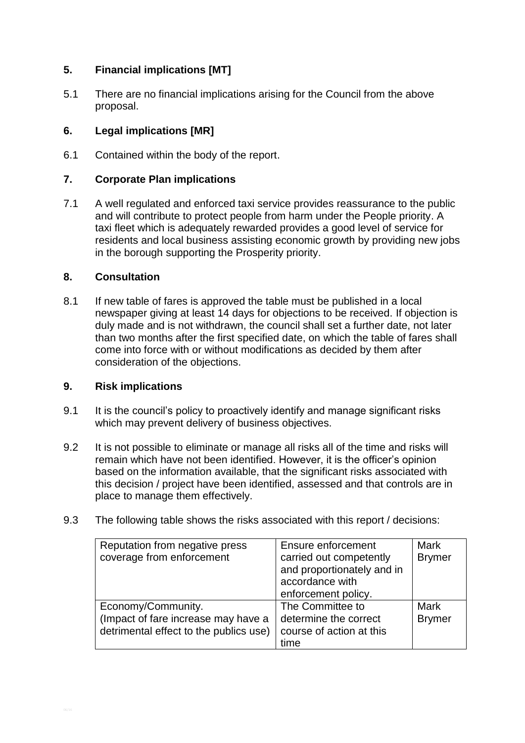## 5. Financial implications [MT]

5.1 There are no financial implications arising for the Council from the above proposal.

## 6. Legal implications [MR]

6.1 Contained within the body of the report.

## 7. Corporate Plan implications

7.1 A well regulated and enforced taxi service provides reassurance to the public and will contribute to protect people from harm under the People priority. A taxi fleet which is adequately rewarded provides a good level of service for residents and local business assisting economic growth by providing new jobs in the borough supporting the Prosperity priority.

## 8. Consultation

8.1 If new table of fares is approved the table must be published in a local newspaper giving at least 14 days for objections to be received. If objection is duly made and is not withdrawn, the council shall set a further date, not later than two months after the first specified date, on which the table of fares shall come into force with or without modifications as decided by them after consideration of the objections.

## 9. Risk implications

9.1 It is the council's policy to proactively identify and manage significant risks which may prevent delivery of business objectives.

9.2 It is not possible to eliminate or manage all risks all of the time and risks will remain which have not been identified. However, it is the officer's opinion based on the information available, that the significant risks associated with this decision / project have been identified, assessed and that controls are in place to manage them effectively.

9.3 The following table shows the risks associated with this report / decisions:

| | | |
|---|---|---|
| Reputation from negative press coverage from enforcement | Ensure enforcement carried out competently and proportionately and in accordance with enforcement policy. | Mark Brymer |
| Economy/Community. (Impact of fare increase may have a detrimental effect to the publics use) | The Committee to determine the correct course of action at this time | Mark Brymer |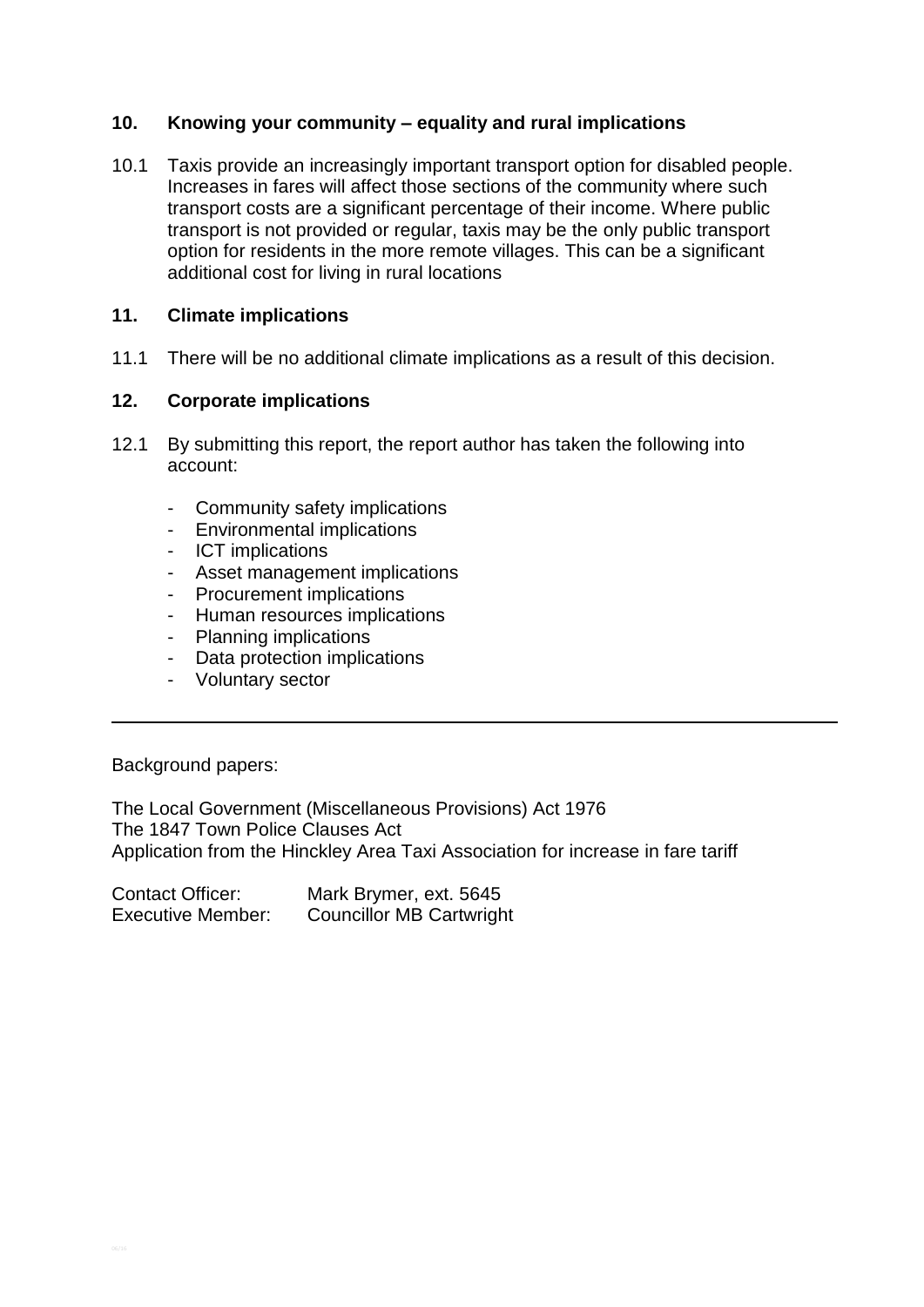## 10. Knowing your community – equality and rural implications

10.1 Taxis provide an increasingly important transport option for disabled people. Increases in fares will affect those sections of the community where such transport costs are a significant percentage of their income. Where public transport is not provided or regular, taxis may be the only public transport option for residents in the more remote villages. This can be a significant additional cost for living in rural locations

## 11. Climate implications

11.1 There will be no additional climate implications as a result of this decision.

## 12. Corporate implications

12.1 By submitting this report, the report author has taken the following into account:

- Community safety implications
- Environmental implications
- ICT implications
- Asset management implications
- Procurement implications
- Human resources implications
- Planning implications
- Data protection implications
- Voluntary sector

---

Background papers:

The Local Government (Miscellaneous Provisions) Act 1976
The 1847 Town Police Clauses Act
Application from the Hinckley Area Taxi Association for increase in fare tariff

Contact Officer: Mark Brymer, ext. 5645
Executive Member: Councillor MB Cartwright